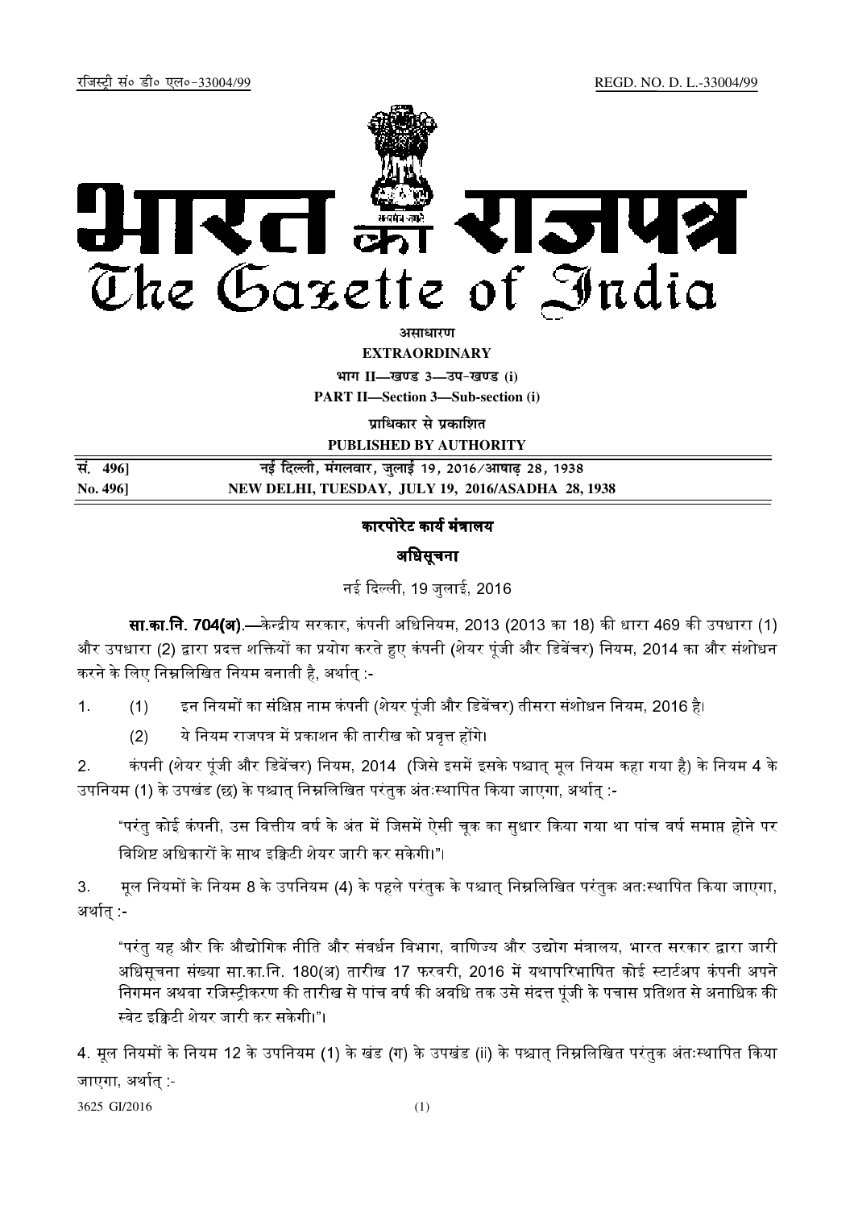रजिस्ट्री सं० डी० एल०-33004/99 REGD. NO. D. L.-33004/99

# भारत का राजपत्र
# The Gazette of India

**असाधारण**

**EXTRAORDINARY**

**भाग II—खण्ड 3—उप-खण्ड (i)**

**PART II—Section 3—Sub-section (i)**

**प्राधिकार से प्रकाशित**

**PUBLISHED BY AUTHORITY**

| सं. 496] | नई दिल्ली, मंगलवार, जुलाई 19, 2016/आषाढ़ 28, 1938 |
|---|---|
| No. 496] | NEW DELHI, TUESDAY, JULY 19, 2016/ASADHA 28, 1938 |

## कारपोरेट कार्य मंत्रालय

## अधिसूचना

नई दिल्ली, 19 जुलाई, 2016

**सा.का.नि. 704(अ).**—केन्द्रीय सरकार, कंपनी अधिनियम, 2013 (2013 का 18) की धारा 469 की उपधारा (1) और उपधारा (2) द्वारा प्रदत्त शक्तियों का प्रयोग करते हुए कंपनी (शेयर पूंजी और डिबेंचर) नियम, 2014 का और संशोधन करने के लिए निम्नलिखित नियम बनाती है, अर्थात् :-

1. (1) इन नियमों का संक्षिप्त नाम कंपनी (शेयर पूंजी और डिबेंचर) तीसरा संशोधन नियम, 2016 है।

   (2) ये नियम राजपत्र में प्रकाशन की तारीख को प्रवृत्त होंगे।

2. कंपनी (शेयर पूंजी और डिबेंचर) नियम, 2014 (जिसे इसमें इसके पश्चात् मूल नियम कहा गया है) के नियम 4 के उपनियम (1) के उपखंड (छ) के पश्चात् निम्नलिखित परंतुक अंतःस्थापित किया जाएगा, अर्थात् :-

   "परंतु कोई कंपनी, उस वित्तीय वर्ष के अंत में जिसमें ऐसी चूक का सुधार किया गया था पांच वर्ष समाप्त होने पर विशिष्ट अधिकारों के साथ इक्विटी शेयर जारी कर सकेगी।"।

3. मूल नियमों के नियम 8 के उपनियम (4) के पहले परंतुक के पश्चात् निम्नलिखित परंतुक अतःस्थापित किया जाएगा, अर्थात् :-

   "परंतु यह और कि औद्योगिक नीति और संवर्धन विभाग, वाणिज्य और उद्योग मंत्रालय, भारत सरकार द्वारा जारी अधिसूचना संख्या सा.का.नि. 180(अ) तारीख 17 फरवरी, 2016 में यथापरिभाषित कोई स्टार्टअप कंपनी अपने निगमन अथवा रजिस्ट्रीकरण की तारीख से पांच वर्ष की अवधि तक उसे संदत्त पूंजी के पचास प्रतिशत से अनाधिक की स्वेट इक्विटी शेयर जारी कर सकेगी।"।

4. मूल नियमों के नियम 12 के उपनियम (1) के खंड (ग) के उपखंड (ii) के पश्चात् निम्नलिखित परंतुक अंतःस्थापित किया जाएगा, अर्थात् :-

3625 GI/2016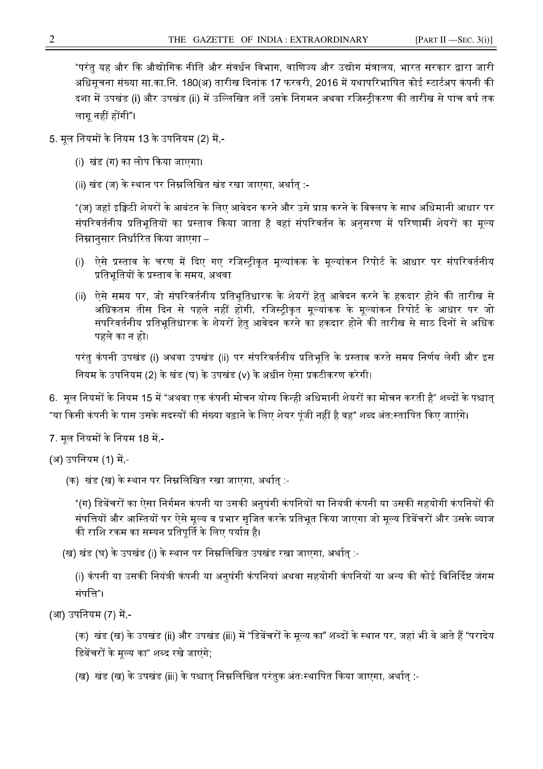"परंतु यह और कि औद्योगिक नीति और संवर्धन विभाग, वाणिज्य और उद्योग मंत्रालय, भारत सरकार द्वारा जारी अधिसूचना संख्या सा.का.नि. 180(अ) तारीख दिनांक 17 फरवरी, 2016 में यथापरिभाषित कोई स्टार्टअप कंपनी की दशा में उपखंड (i) और उपखंड (ii) में उल्लिखित शर्तें उसके निगमन अथवा रजिस्ट्रीकरण की तारीख से पांच वर्ष तक लागू नहीं होंगी"।

5. मूल नियमों के नियम 13 के उपनियम (2) में,-

(i) खंड (ग) का लोप किया जाएगा।

(ii) खंड (ज) के स्थान पर निम्नलिखित खंड रखा जाएगा, अर्थात् :-

"(ज) जहां इक्विटी शेयरों के आबंटन के लिए आवेदन करने और उसे प्राप्त करने के विकल्प के साथ अधिमानी आधार पर संपरिवर्तनीय प्रतिभूतियों का प्रस्ताव किया जाता है वहां संपरिवर्तन के अनुसरण में परिणामी शेयरों का मूल्य निम्नानुसार निर्धारित किया जाएगा –

(i) ऐसे प्रस्ताव के चरण में दिए गए रजिस्ट्रीकृत मूल्यांकक के मूल्यांकन रिपोर्ट के आधार पर संपरिवर्तनीय प्रतिभूतियों के प्रस्ताव के समय, अथवा

(ii) ऐसे समय पर, जो संपरिवर्तनीय प्रतिभूतिधारक के शेयरों हेतु आवेदन करने के हकदार होने की तारीख से अधिकतम तीस दिन से पहले नहीं होगी, रजिस्ट्रीकृत मूल्यांकक के मूल्यांकन रिपोर्ट के आधार पर जो संपरिवर्तनीय प्रतिभूतिधारक के शेयरों हेतु आवेदन करने का हकदार होने की तारीख से साठ दिनों से अधिक पहले का न हो।

परंतु कंपनी उपखंड (i) अथवा उपखंड (ii) पर संपरिवर्तनीय प्रतिभूति के प्रस्ताव करते समय निर्णय लेगी और इस नियम के उपनियम (2) के खंड (घ) के उपखंड (v) के अधीन ऐसा प्रकटीकरण करेगी।

6. मूल नियमों के नियम 15 में "अथवा एक कंपनी मोचन योग्य किन्ही अधिमानी शेयरों का मोचन करती है" शब्दों के पश्चात् "या किसी कंपनी के पास उसके सदस्यों की संख्या बढ़ाने के लिए शेयर पूंजी नहीं है वह" शब्द अंत:स्तापित किए जाएंगे।

7. मूल नियमों के नियम 18 में,-

(अ) उपनियम (1) में,-

(क) खंड (ख) के स्थान पर निम्नलिखित रखा जाएगा, अर्थात् :-

"(ग) डिबेंचरों का ऐसा निर्गमन कंपनी या उसकी अनुषंगी कंपनियों या नियंत्री कंपनी या उसकी सहयोगी कंपनियों की संपत्तियों और आस्तियों पर ऐसे मूल्य व प्रभार सृजित करके प्रतिभूत किया जाएगा जो मूल्य डिबेंचरों और उसके ब्याज की राशि रकम का सम्यन प्रतिपूर्ति के लिए पर्याप्त है।

(ख) खंड (घ) के उपखंड (i) के स्थान पर निम्नलिखित उपखंड रखा जाएगा, अर्थात् :-

(i) कंपनी या उसकी नियंत्री कंपनी या अनुषंगी कंपनियां अथवा सहयोगी कंपनियों या अन्य की कोई विनिर्दिष्ट जंगम संपत्ति"।

(आ) उपनियम (7) में,-

(क) खंड (ख) के उपखंड (ii) और उपखंड (iii) में "डिबेंचरों के मूल्य का" शब्दों के स्थान पर, जहां भी वे आते हैं "परादेय डिबेंचरों के मूल्य का" शब्द रखे जाएंगे;

(ख) खंड (ख) के उपखंड (iii) के पश्चात् निम्नलिखित परंतुक अंतःस्थापित किया जाएगा, अर्थात् :-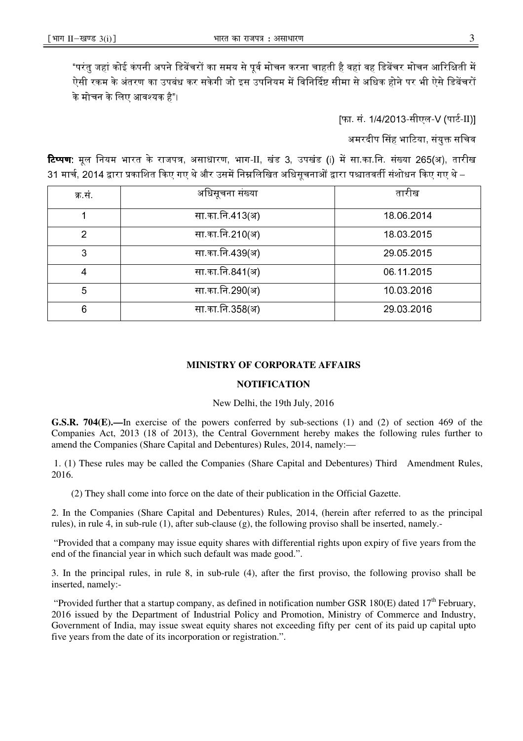"परंतु जहां कोई कंपनी अपने डिबेंचरों का समय से पूर्व मोचन करना चाहती है वहां वह डिबेंचर मोचन आरिक्षिती में ऐसी रकम के अंतरण का उपबंध कर सकेगी जो इस उपनियम में विनिर्दिष्ट सीमा से अधिक होने पर भी ऐसे डिबेंचरों के मोचन के लिए आवश्यक है"।

[फा. सं. 1/4/2013-सीएल-V (पार्ट-II)]

अमरदीप सिंह भाटिया, संयुक्त सचिव

**टिप्पण**: मूल नियम भारत के राजपत्र, असाधारण, भाग-II, खंड 3, उपखंड (i) में सा.का.नि. संख्या 265(अ), तारीख 31 मार्च, 2014 द्वारा प्रकाशित किए गए थे और उसमें निम्नलिखित अधिसूचनाओं द्वारा पश्चातवर्ती संशोधन किए गए थे –

| क्र.सं. | अधिसूचना संख्या | तारीख |
|---|---|---|
| 1 | सा.का.नि.413(अ) | 18.06.2014 |
| 2 | सा.का.नि.210(अ) | 18.03.2015 |
| 3 | सा.का.नि.439(अ) | 29.05.2015 |
| 4 | सा.का.नि.841(अ) | 06.11.2015 |
| 5 | सा.का.नि.290(अ) | 10.03.2016 |
| 6 | सा.का.नि.358(अ) | 29.03.2016 |

## MINISTRY OF CORPORATE AFFAIRS

## NOTIFICATION

New Delhi, the 19th July, 2016

**G.S.R. 704(E).—**In exercise of the powers conferred by sub-sections (1) and (2) of section 469 of the Companies Act, 2013 (18 of 2013), the Central Government hereby makes the following rules further to amend the Companies (Share Capital and Debentures) Rules, 2014, namely:—

1. (1) These rules may be called the Companies (Share Capital and Debentures) Third Amendment Rules, 2016.

(2) They shall come into force on the date of their publication in the Official Gazette.

2. In the Companies (Share Capital and Debentures) Rules, 2014, (herein after referred to as the principal rules), in rule 4, in sub-rule (1), after sub-clause (g), the following proviso shall be inserted, namely.-

"Provided that a company may issue equity shares with differential rights upon expiry of five years from the end of the financial year in which such default was made good.".

3. In the principal rules, in rule 8, in sub-rule (4), after the first proviso, the following proviso shall be inserted, namely:-

"Provided further that a startup company, as defined in notification number GSR 180(E) dated 17th February, 2016 issued by the Department of Industrial Policy and Promotion, Ministry of Commerce and Industry, Government of India, may issue sweat equity shares not exceeding fifty per cent of its paid up capital upto five years from the date of its incorporation or registration.".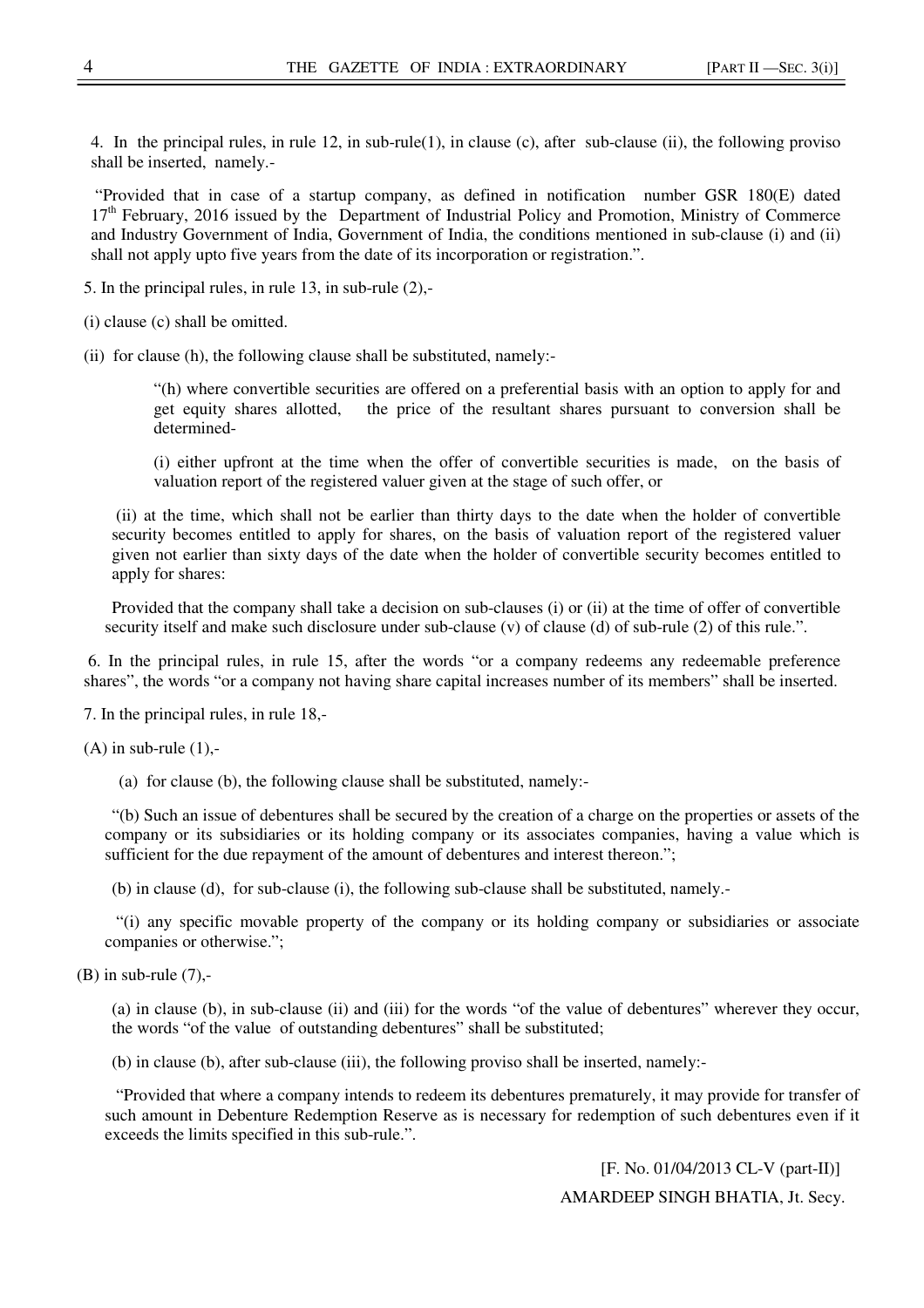4. In the principal rules, in rule 12, in sub-rule(1), in clause (c), after sub-clause (ii), the following proviso shall be inserted, namely.-

"Provided that in case of a startup company, as defined in notification number GSR 180(E) dated 17th February, 2016 issued by the Department of Industrial Policy and Promotion, Ministry of Commerce and Industry Government of India, Government of India, the conditions mentioned in sub-clause (i) and (ii) shall not apply upto five years from the date of its incorporation or registration.".

5. In the principal rules, in rule 13, in sub-rule (2),-

(i) clause (c) shall be omitted.

(ii) for clause (h), the following clause shall be substituted, namely:-

> "(h) where convertible securities are offered on a preferential basis with an option to apply for and get equity shares allotted, the price of the resultant shares pursuant to conversion shall be determined-
>
> (i) either upfront at the time when the offer of convertible securities is made, on the basis of valuation report of the registered valuer given at the stage of such offer, or
>
> (ii) at the time, which shall not be earlier than thirty days to the date when the holder of convertible security becomes entitled to apply for shares, on the basis of valuation report of the registered valuer given not earlier than sixty days of the date when the holder of convertible security becomes entitled to apply for shares:
>
> Provided that the company shall take a decision on sub-clauses (i) or (ii) at the time of offer of convertible security itself and make such disclosure under sub-clause (v) of clause (d) of sub-rule (2) of this rule.".

6. In the principal rules, in rule 15, after the words "or a company redeems any redeemable preference shares", the words "or a company not having share capital increases number of its members" shall be inserted.

7. In the principal rules, in rule 18,-

(A) in sub-rule (1),-

(a) for clause (b), the following clause shall be substituted, namely:-

> "(b) Such an issue of debentures shall be secured by the creation of a charge on the properties or assets of the company or its subsidiaries or its holding company or its associates companies, having a value which is sufficient for the due repayment of the amount of debentures and interest thereon.";

(b) in clause (d), for sub-clause (i), the following sub-clause shall be substituted, namely.-

> "(i) any specific movable property of the company or its holding company or subsidiaries or associate companies or otherwise.";

(B) in sub-rule (7),-

(a) in clause (b), in sub-clause (ii) and (iii) for the words "of the value of debentures" wherever they occur, the words "of the value of outstanding debentures" shall be substituted;

(b) in clause (b), after sub-clause (iii), the following proviso shall be inserted, namely:-

> "Provided that where a company intends to redeem its debentures prematurely, it may provide for transfer of such amount in Debenture Redemption Reserve as is necessary for redemption of such debentures even if it exceeds the limits specified in this sub-rule.".

[F. No. 01/04/2013 CL-V (part-II)]

AMARDEEP SINGH BHATIA, Jt. Secy.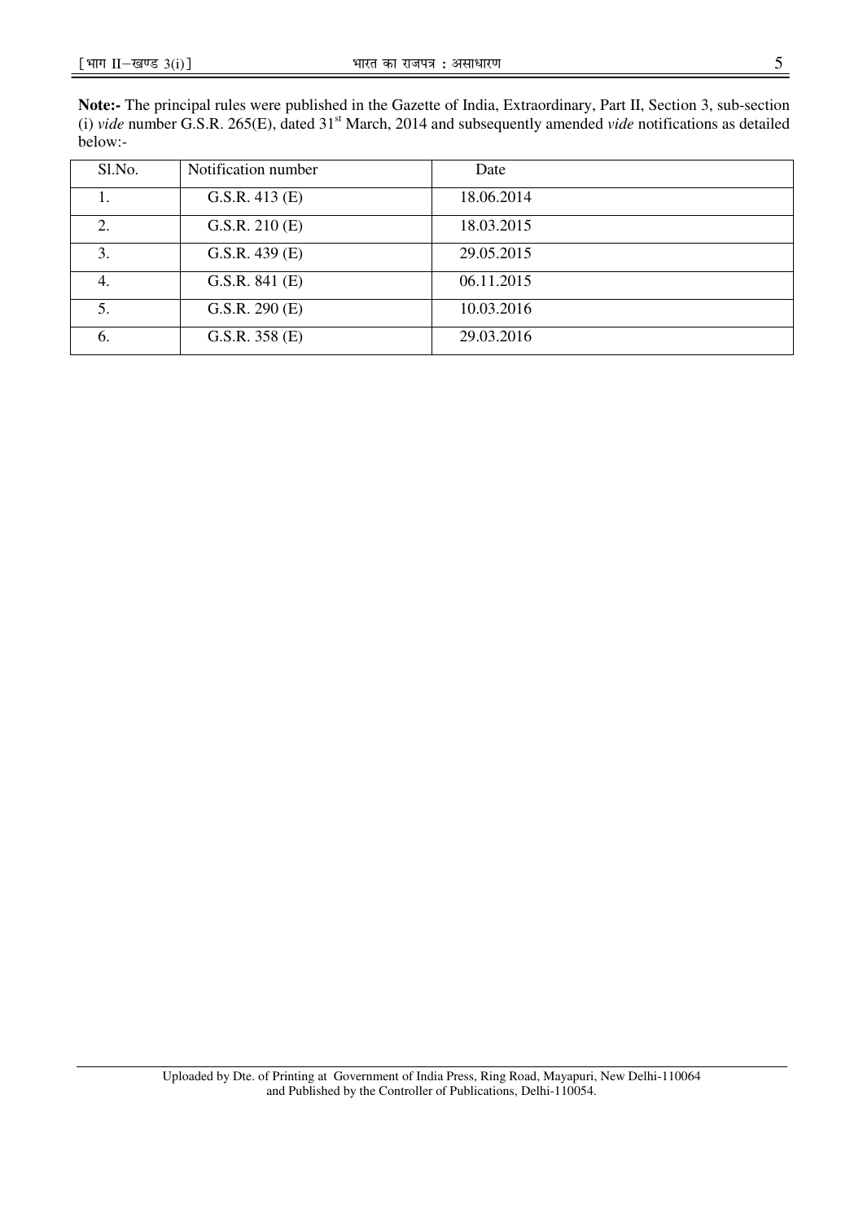**Note:-** The principal rules were published in the Gazette of India, Extraordinary, Part II, Section 3, sub-section (i) *vide* number G.S.R. 265(E), dated 31st March, 2014 and subsequently amended *vide* notifications as detailed below:-

| Sl.No. | Notification number | Date |
|---|---|---|
| 1. | G.S.R. 413 (E) | 18.06.2014 |
| 2. | G.S.R. 210 (E) | 18.03.2015 |
| 3. | G.S.R. 439 (E) | 29.05.2015 |
| 4. | G.S.R. 841 (E) | 06.11.2015 |
| 5. | G.S.R. 290 (E) | 10.03.2016 |
| 6. | G.S.R. 358 (E) | 29.03.2016 |

Uploaded by Dte. of Printing at Government of India Press, Ring Road, Mayapuri, New Delhi-110064
and Published by the Controller of Publications, Delhi-110054.